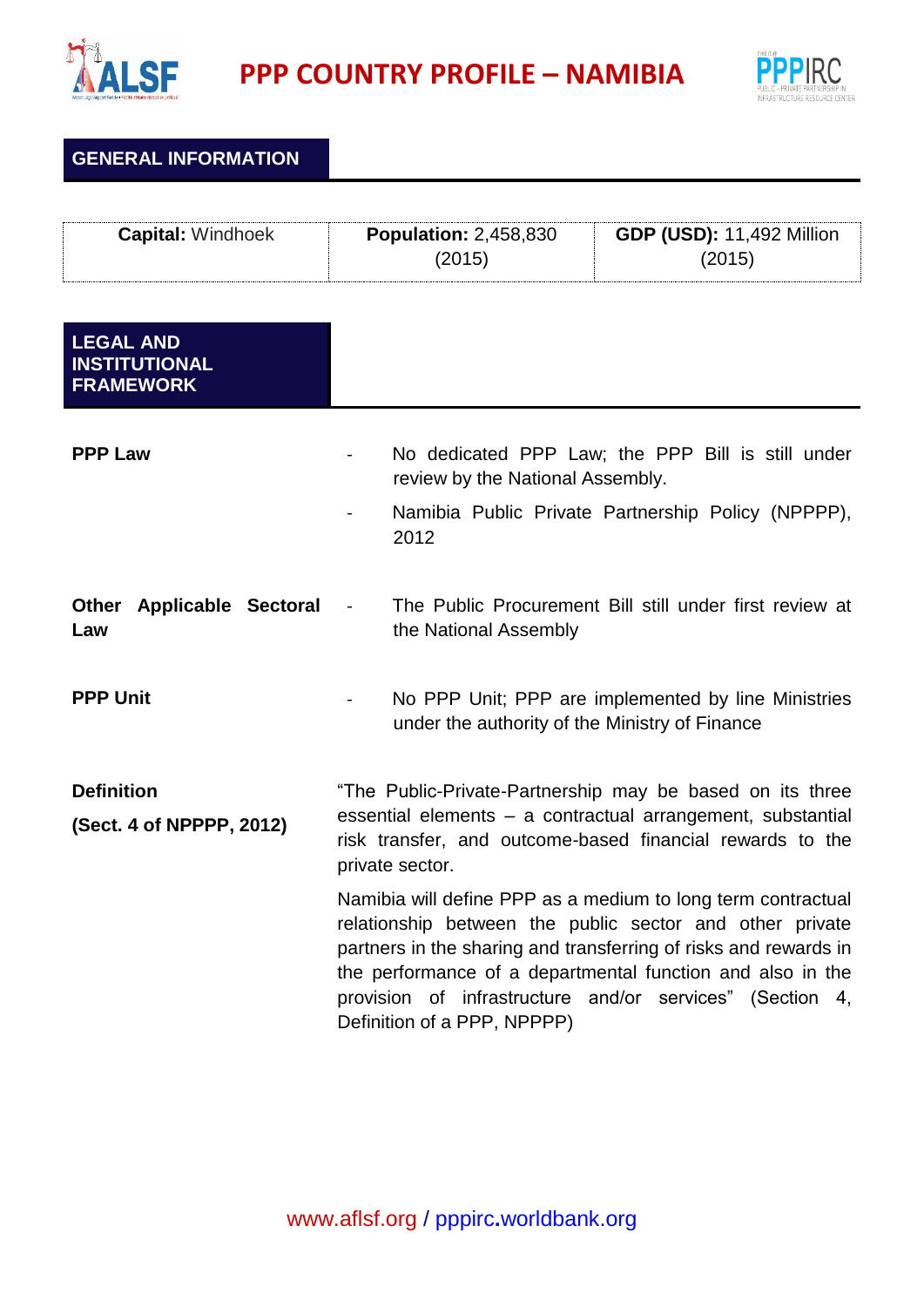# PPP COUNTRY PROFILE – NAMIBIA

## GENERAL INFORMATION

| **Capital:** Windhoek | **Population:** 2,458,830 (2015) | **GDP (USD):** 11,492 Million (2015) |
|---|---|---|

## LEGAL AND INSTITUTIONAL FRAMEWORK

**PPP Law**

- No dedicated PPP Law; the PPP Bill is still under review by the National Assembly.
- Namibia Public Private Partnership Policy (NPPPP), 2012

**Other Applicable Sectoral Law**

- The Public Procurement Bill still under first review at the National Assembly

**PPP Unit**

- No PPP Unit; PPP are implemented by line Ministries under the authority of the Ministry of Finance

**Definition**

**(Sect. 4 of NPPPP, 2012)**

"The Public-Private-Partnership may be based on its three essential elements – a contractual arrangement, substantial risk transfer, and outcome-based financial rewards to the private sector.

Namibia will define PPP as a medium to long term contractual relationship between the public sector and other private partners in the sharing and transferring of risks and rewards in the performance of a departmental function and also in the provision of infrastructure and/or services" (Section 4, Definition of a PPP, NPPPP)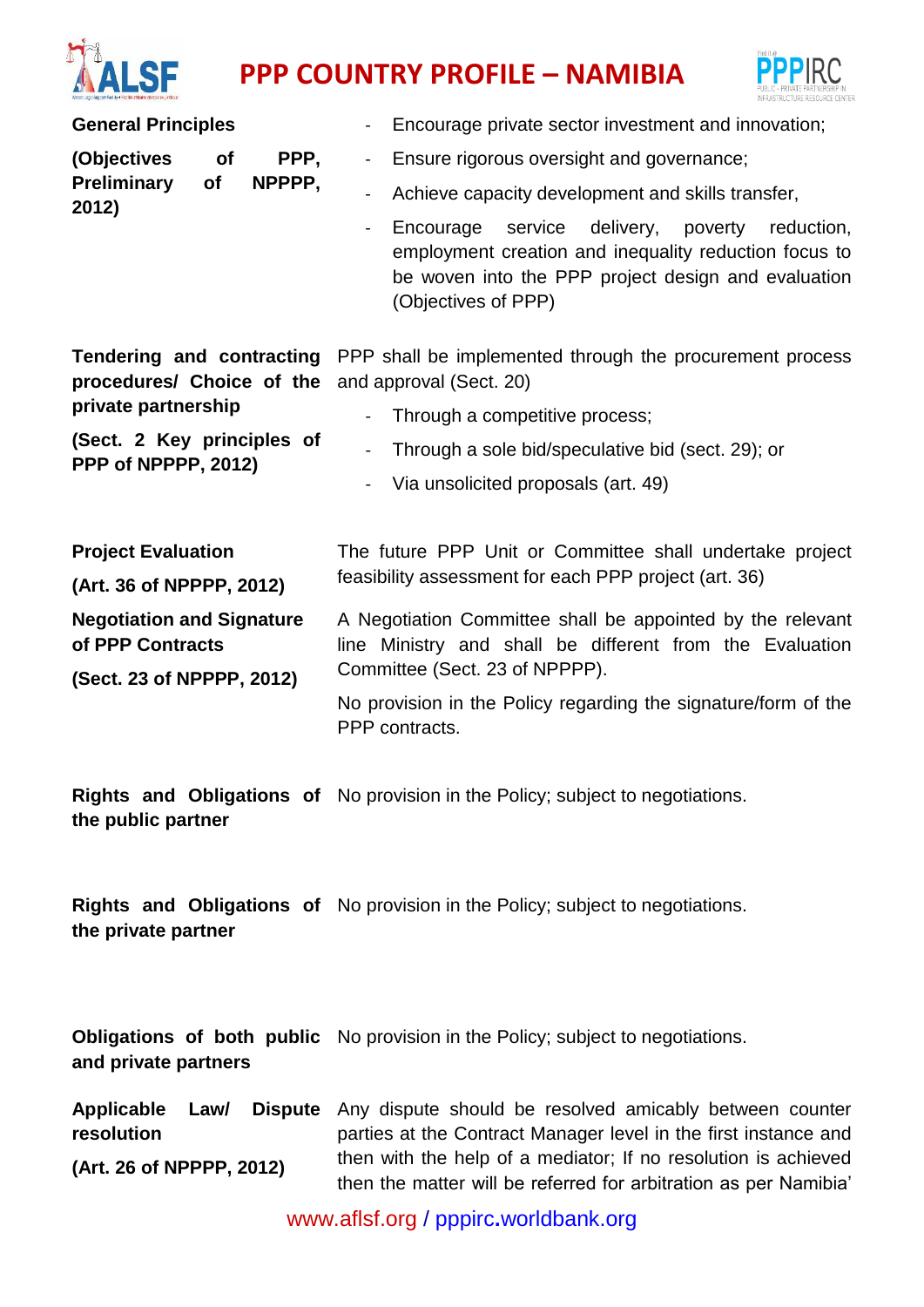# PPP COUNTRY PROFILE – NAMIBIA

| | |
|---|---|
| **General Principles**<br><br>**(Objectives of PPP, Preliminary of NPPPP, 2012)** | - Encourage private sector investment and innovation;<br>- Ensure rigorous oversight and governance;<br>- Achieve capacity development and skills transfer,<br>- Encourage service delivery, poverty reduction, employment creation and inequality reduction focus to be woven into the PPP project design and evaluation (Objectives of PPP) |
| **Tendering and contracting procedures/ Choice of the private partnership**<br><br>**(Sect. 2 Key principles of PPP of NPPPP, 2012)** | PPP shall be implemented through the procurement process and approval (Sect. 20)<br>- Through a competitive process;<br>- Through a sole bid/speculative bid (sect. 29); or<br>- Via unsolicited proposals (art. 49) |
| **Project Evaluation**<br><br>**(Art. 36 of NPPPP, 2012)** | The future PPP Unit or Committee shall undertake project feasibility assessment for each PPP project (art. 36) |
| **Negotiation and Signature of PPP Contracts**<br><br>**(Sect. 23 of NPPPP, 2012)** | A Negotiation Committee shall be appointed by the relevant line Ministry and shall be different from the Evaluation Committee (Sect. 23 of NPPPP).<br><br>No provision in the Policy regarding the signature/form of the PPP contracts. |
| **Rights and Obligations of the public partner** | No provision in the Policy; subject to negotiations. |
| **Rights and Obligations of the private partner** | No provision in the Policy; subject to negotiations. |
| **Obligations of both public and private partners** | No provision in the Policy; subject to negotiations. |
| **Applicable Law/ Dispute resolution**<br><br>**(Art. 26 of NPPPP, 2012)** | Any dispute should be resolved amicably between counter parties at the Contract Manager level in the first instance and then with the help of a mediator; If no resolution is achieved then the matter will be referred for arbitration as per Namibia' |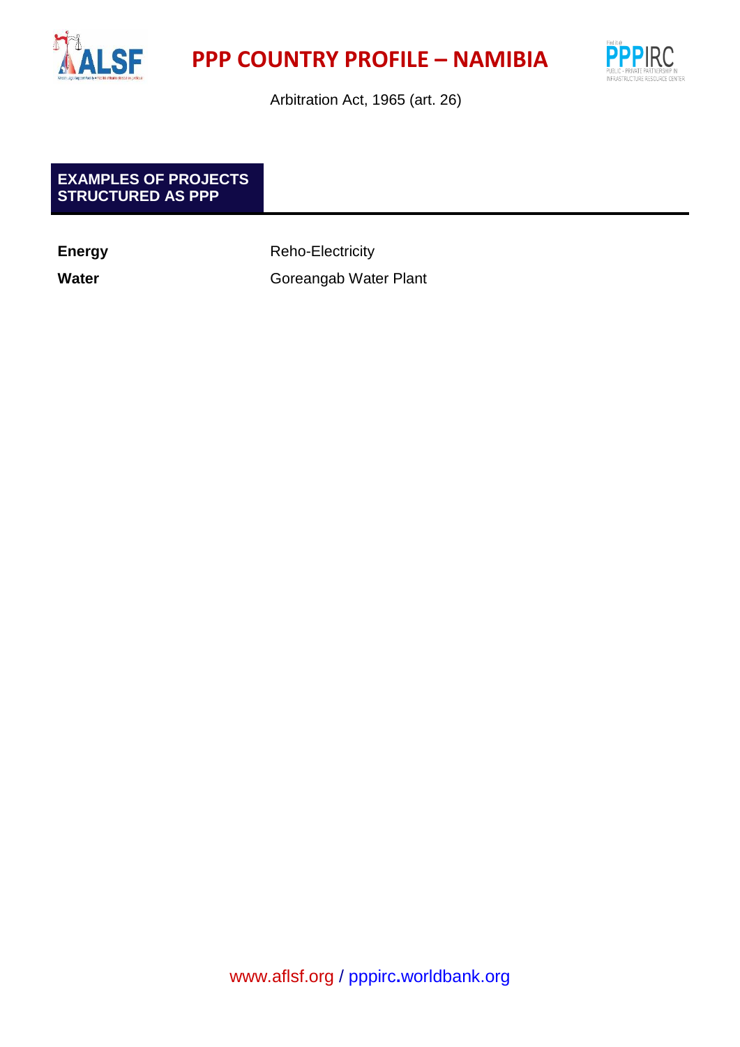Arbitration Act, 1965 (art. 26)

## EXAMPLES OF PROJECTS STRUCTURED AS PPP

| | |
|---|---|
| **Energy** | Reho-Electricity |
| **Water** | Goreangab Water Plant |